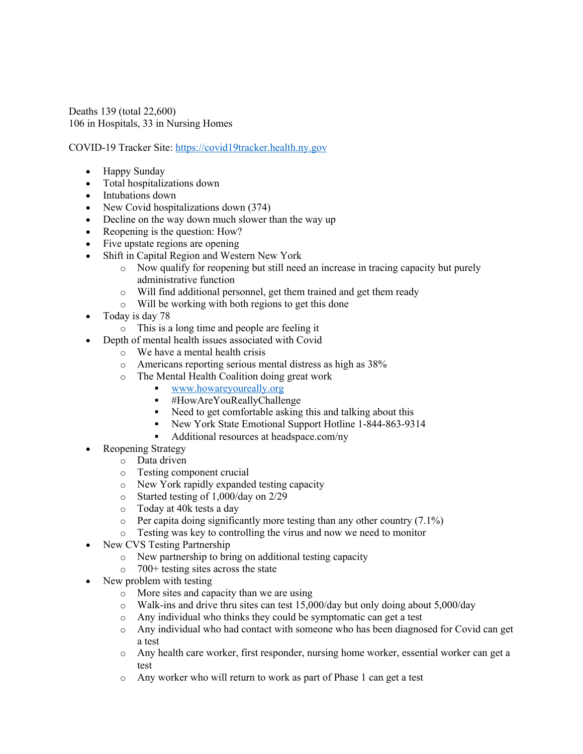Deaths 139 (total 22,600)
106 in Hospitals, 33 in Nursing Homes

COVID-19 Tracker Site: [https://covid19tracker.health.ny.gov](https://covid19tracker.health.ny.gov)

- Happy Sunday
- Total hospitalizations down
- Intubations down
- New Covid hospitalizations down (374)
- Decline on the way down much slower than the way up
- Reopening is the question: How?
- Five upstate regions are opening
- Shift in Capital Region and Western New York
  - Now qualify for reopening but still need an increase in tracing capacity but purely administrative function
  - Will find additional personnel, get them trained and get them ready
  - Will be working with both regions to get this done
- Today is day 78
  - This is a long time and people are feeling it
- Depth of mental health issues associated with Covid
  - We have a mental health crisis
  - Americans reporting serious mental distress as high as 38%
  - The Mental Health Coalition doing great work
    - [www.howareyoureally.org](http://www.howareyoureally.org)
    - #HowAreYouReallyChallenge
    - Need to get comfortable asking this and talking about this
    - New York State Emotional Support Hotline 1-844-863-9314
    - Additional resources at headspace.com/ny
- Reopening Strategy
  - Data driven
  - Testing component crucial
  - New York rapidly expanded testing capacity
  - Started testing of 1,000/day on 2/29
  - Today at 40k tests a day
  - Per capita doing significantly more testing than any other country (7.1%)
  - Testing was key to controlling the virus and now we need to monitor
- New CVS Testing Partnership
  - New partnership to bring on additional testing capacity
  - 700+ testing sites across the state
- New problem with testing
  - More sites and capacity than we are using
  - Walk-ins and drive thru sites can test 15,000/day but only doing about 5,000/day
  - Any individual who thinks they could be symptomatic can get a test
  - Any individual who had contact with someone who has been diagnosed for Covid can get a test
  - Any health care worker, first responder, nursing home worker, essential worker can get a test
  - Any worker who will return to work as part of Phase 1 can get a test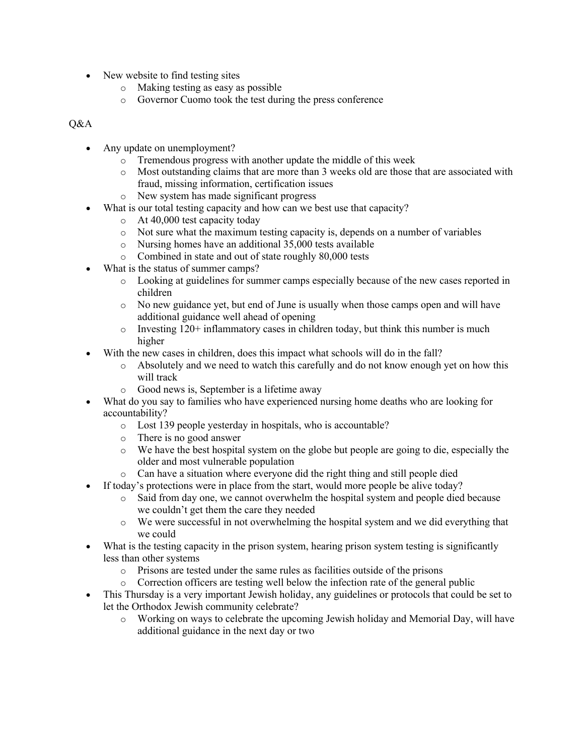- New website to find testing sites
  - Making testing as easy as possible
  - Governor Cuomo took the test during the press conference

Q&A

- Any update on unemployment?
  - Tremendous progress with another update the middle of this week
  - Most outstanding claims that are more than 3 weeks old are those that are associated with fraud, missing information, certification issues
  - New system has made significant progress
- What is our total testing capacity and how can we best use that capacity?
  - At 40,000 test capacity today
  - Not sure what the maximum testing capacity is, depends on a number of variables
  - Nursing homes have an additional 35,000 tests available
  - Combined in state and out of state roughly 80,000 tests
- What is the status of summer camps?
  - Looking at guidelines for summer camps especially because of the new cases reported in children
  - No new guidance yet, but end of June is usually when those camps open and will have additional guidance well ahead of opening
  - Investing 120+ inflammatory cases in children today, but think this number is much higher
- With the new cases in children, does this impact what schools will do in the fall?
  - Absolutely and we need to watch this carefully and do not know enough yet on how this will track
  - Good news is, September is a lifetime away
- What do you say to families who have experienced nursing home deaths who are looking for accountability?
  - Lost 139 people yesterday in hospitals, who is accountable?
  - There is no good answer
  - We have the best hospital system on the globe but people are going to die, especially the older and most vulnerable population
  - Can have a situation where everyone did the right thing and still people died
- If today's protections were in place from the start, would more people be alive today?
  - Said from day one, we cannot overwhelm the hospital system and people died because we couldn't get them the care they needed
  - We were successful in not overwhelming the hospital system and we did everything that we could
- What is the testing capacity in the prison system, hearing prison system testing is significantly less than other systems
  - Prisons are tested under the same rules as facilities outside of the prisons
  - Correction officers are testing well below the infection rate of the general public
- This Thursday is a very important Jewish holiday, any guidelines or protocols that could be set to let the Orthodox Jewish community celebrate?
  - Working on ways to celebrate the upcoming Jewish holiday and Memorial Day, will have additional guidance in the next day or two